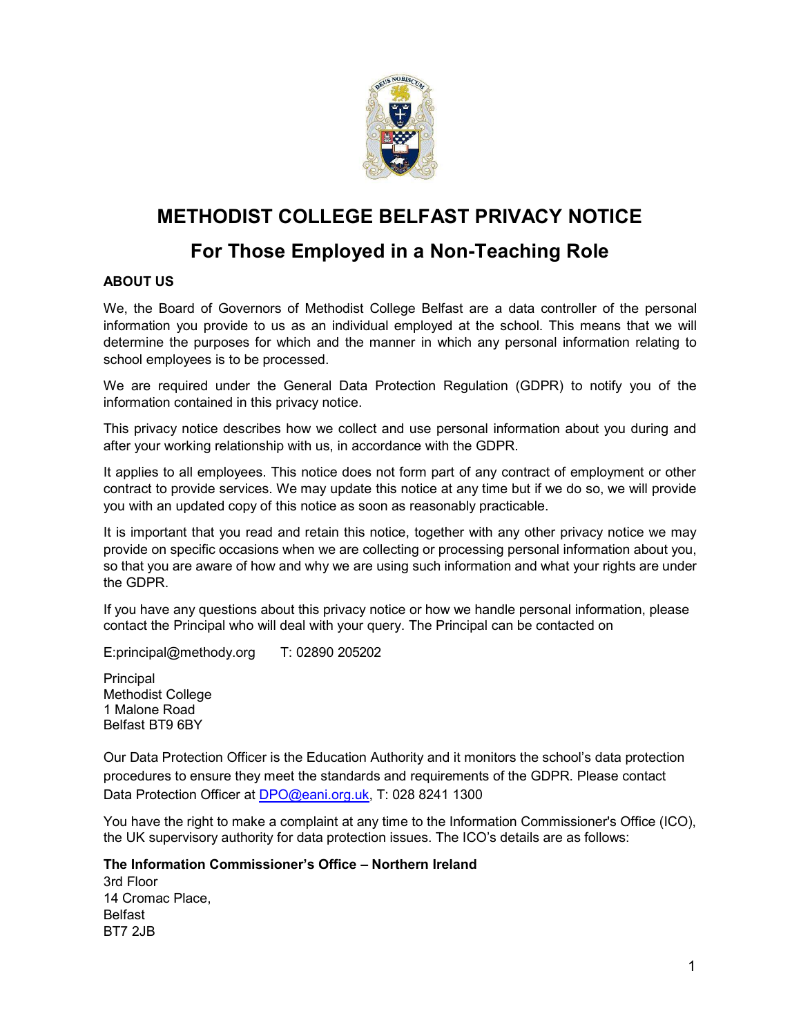# METHODIST COLLEGE BELFAST PRIVACY NOTICE

## For Those Employed in a Non-Teaching Role

### ABOUT US

We, the Board of Governors of Methodist College Belfast are a data controller of the personal information you provide to us as an individual employed at the school. This means that we will determine the purposes for which and the manner in which any personal information relating to school employees is to be processed.

We are required under the General Data Protection Regulation (GDPR) to notify you of the information contained in this privacy notice.

This privacy notice describes how we collect and use personal information about you during and after your working relationship with us, in accordance with the GDPR.

It applies to all employees. This notice does not form part of any contract of employment or other contract to provide services. We may update this notice at any time but if we do so, we will provide you with an updated copy of this notice as soon as reasonably practicable.

It is important that you read and retain this notice, together with any other privacy notice we may provide on specific occasions when we are collecting or processing personal information about you, so that you are aware of how and why we are using such information and what your rights are under the GDPR.

If you have any questions about this privacy notice or how we handle personal information, please contact the Principal who will deal with your query. The Principal can be contacted on

E:principal@methody.org T: 02890 205202

Principal
Methodist College
1 Malone Road
Belfast BT9 6BY

Our Data Protection Officer is the Education Authority and it monitors the school's data protection procedures to ensure they meet the standards and requirements of the GDPR. Please contact Data Protection Officer at DPO@eani.org.uk, T: 028 8241 1300

You have the right to make a complaint at any time to the Information Commissioner's Office (ICO), the UK supervisory authority for data protection issues. The ICO's details are as follows:

**The Information Commissioner's Office – Northern Ireland**
3rd Floor
14 Cromac Place,
Belfast
BT7 2JB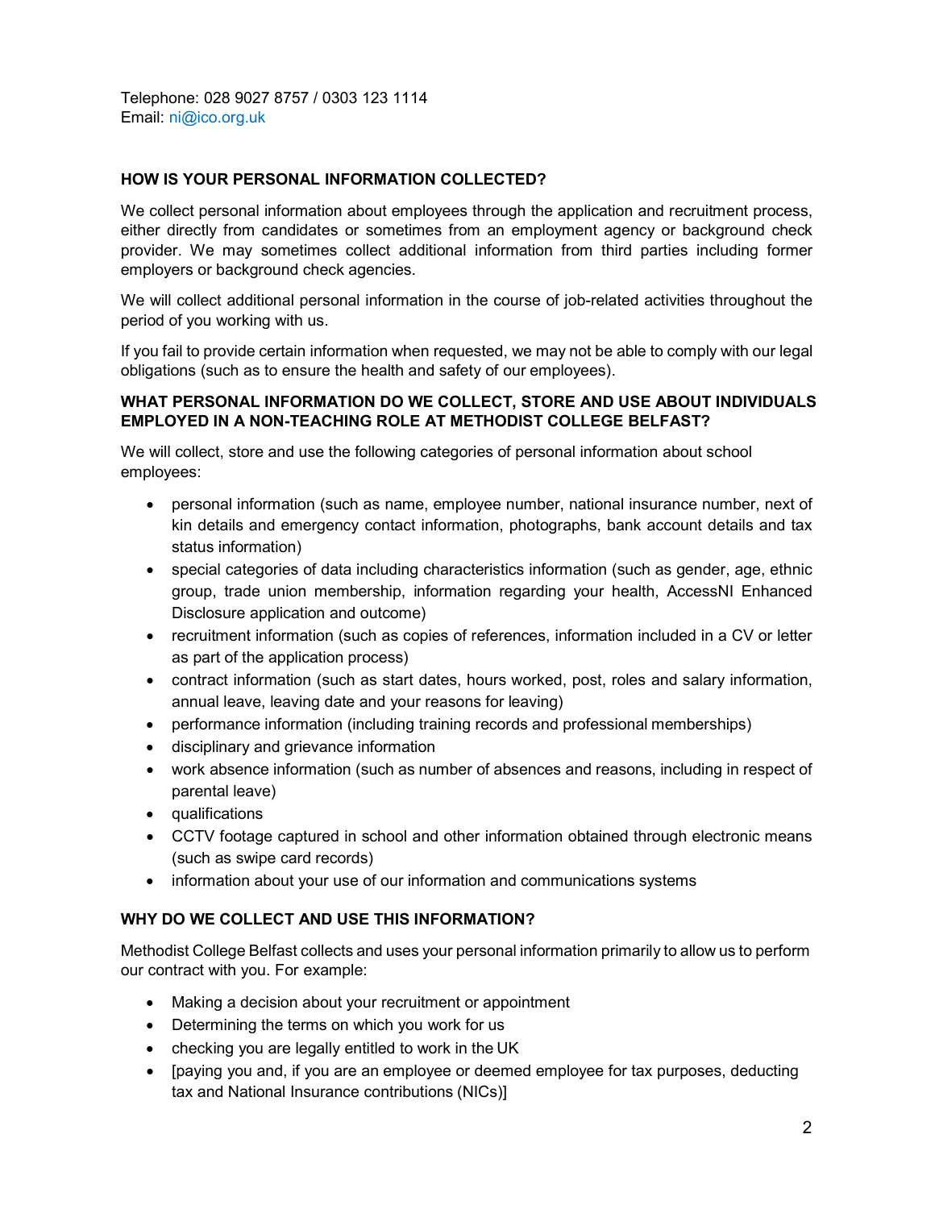Telephone: 028 9027 8757 / 0303 123 1114
Email: ni@ico.org.uk

**HOW IS YOUR PERSONAL INFORMATION COLLECTED?**

We collect personal information about employees through the application and recruitment process, either directly from candidates or sometimes from an employment agency or background check provider. We may sometimes collect additional information from third parties including former employers or background check agencies.

We will collect additional personal information in the course of job-related activities throughout the period of you working with us.

If you fail to provide certain information when requested, we may not be able to comply with our legal obligations (such as to ensure the health and safety of our employees).

**WHAT PERSONAL INFORMATION DO WE COLLECT, STORE AND USE ABOUT INDIVIDUALS EMPLOYED IN A NON-TEACHING ROLE AT METHODIST COLLEGE BELFAST?**

We will collect, store and use the following categories of personal information about school employees:

- personal information (such as name, employee number, national insurance number, next of kin details and emergency contact information, photographs, bank account details and tax status information)
- special categories of data including characteristics information (such as gender, age, ethnic group, trade union membership, information regarding your health, AccessNI Enhanced Disclosure application and outcome)
- recruitment information (such as copies of references, information included in a CV or letter as part of the application process)
- contract information (such as start dates, hours worked, post, roles and salary information, annual leave, leaving date and your reasons for leaving)
- performance information (including training records and professional memberships)
- disciplinary and grievance information
- work absence information (such as number of absences and reasons, including in respect of parental leave)
- qualifications
- CCTV footage captured in school and other information obtained through electronic means (such as swipe card records)
- information about your use of our information and communications systems

**WHY DO WE COLLECT AND USE THIS INFORMATION?**

Methodist College Belfast collects and uses your personal information primarily to allow us to perform our contract with you. For example:

- Making a decision about your recruitment or appointment
- Determining the terms on which you work for us
- checking you are legally entitled to work in the UK
- [paying you and, if you are an employee or deemed employee for tax purposes, deducting tax and National Insurance contributions (NICs)]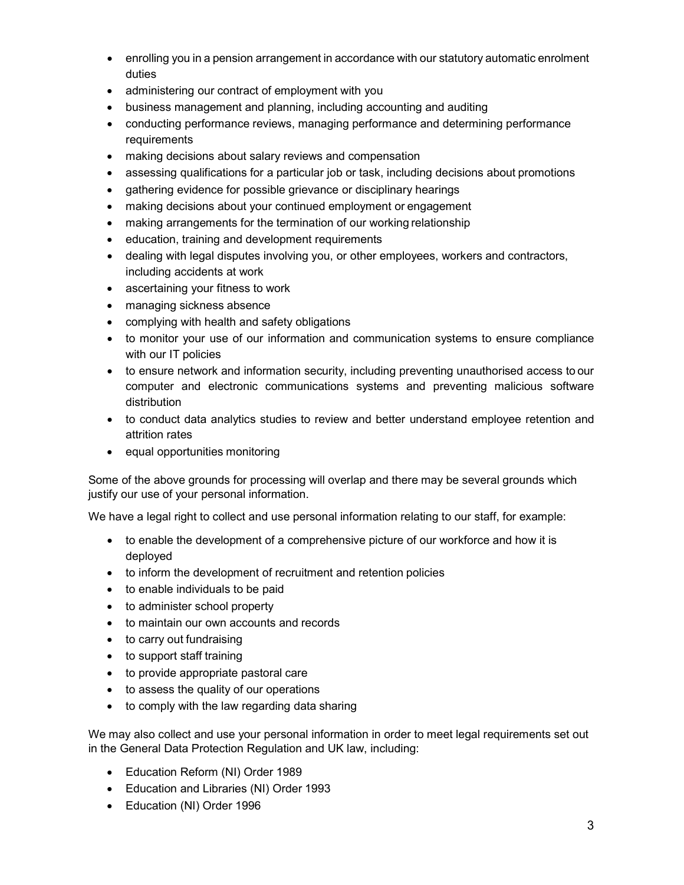- enrolling you in a pension arrangement in accordance with our statutory automatic enrolment duties
- administering our contract of employment with you
- business management and planning, including accounting and auditing
- conducting performance reviews, managing performance and determining performance requirements
- making decisions about salary reviews and compensation
- assessing qualifications for a particular job or task, including decisions about promotions
- gathering evidence for possible grievance or disciplinary hearings
- making decisions about your continued employment or engagement
- making arrangements for the termination of our working relationship
- education, training and development requirements
- dealing with legal disputes involving you, or other employees, workers and contractors, including accidents at work
- ascertaining your fitness to work
- managing sickness absence
- complying with health and safety obligations
- to monitor your use of our information and communication systems to ensure compliance with our IT policies
- to ensure network and information security, including preventing unauthorised access to our computer and electronic communications systems and preventing malicious software distribution
- to conduct data analytics studies to review and better understand employee retention and attrition rates
- equal opportunities monitoring

Some of the above grounds for processing will overlap and there may be several grounds which justify our use of your personal information.

We have a legal right to collect and use personal information relating to our staff, for example:

- to enable the development of a comprehensive picture of our workforce and how it is deployed
- to inform the development of recruitment and retention policies
- to enable individuals to be paid
- to administer school property
- to maintain our own accounts and records
- to carry out fundraising
- to support staff training
- to provide appropriate pastoral care
- to assess the quality of our operations
- to comply with the law regarding data sharing

We may also collect and use your personal information in order to meet legal requirements set out in the General Data Protection Regulation and UK law, including:

- Education Reform (NI) Order 1989
- Education and Libraries (NI) Order 1993
- Education (NI) Order 1996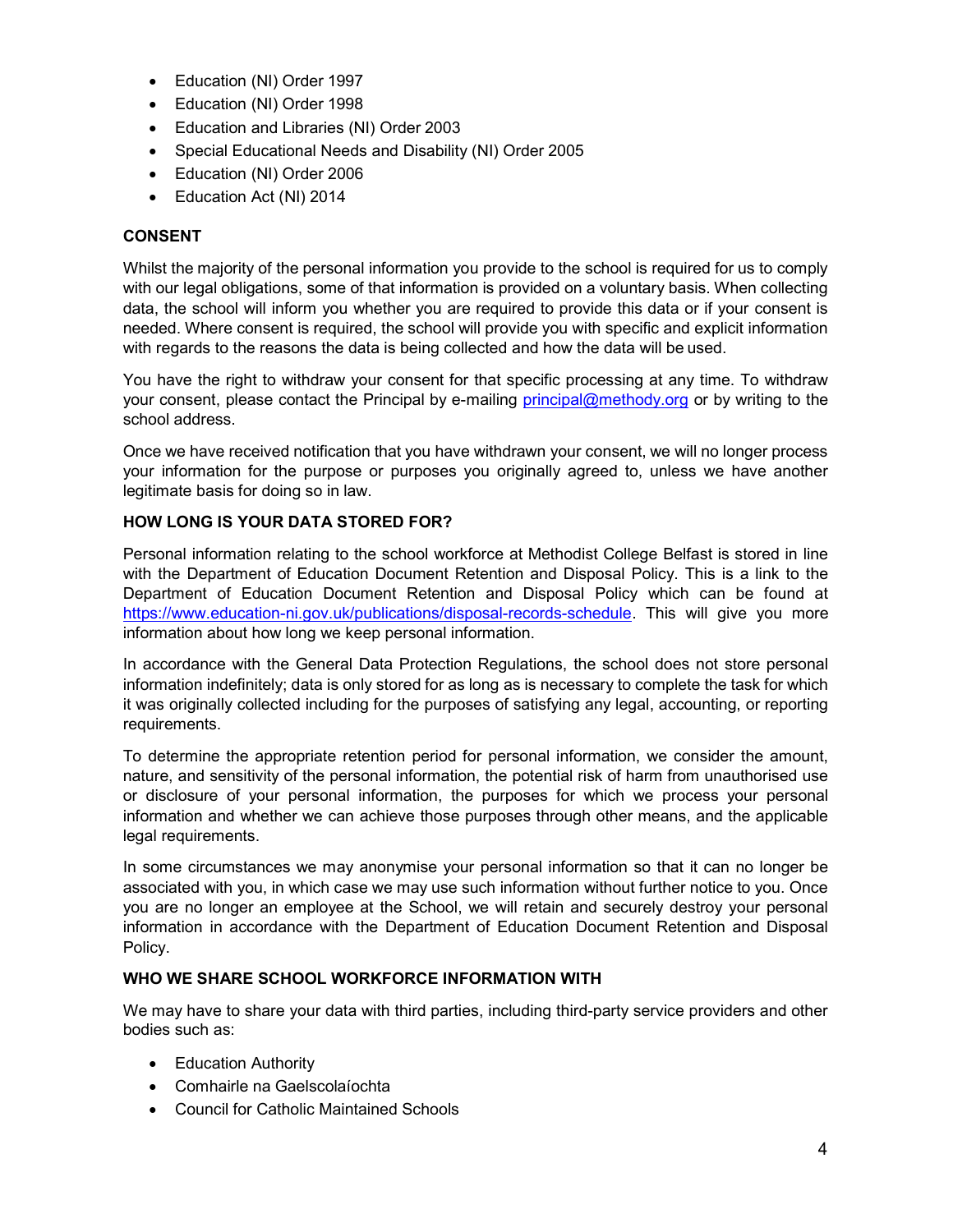- Education (NI) Order 1997
- Education (NI) Order 1998
- Education and Libraries (NI) Order 2003
- Special Educational Needs and Disability (NI) Order 2005
- Education (NI) Order 2006
- Education Act (NI) 2014

**CONSENT**

Whilst the majority of the personal information you provide to the school is required for us to comply with our legal obligations, some of that information is provided on a voluntary basis. When collecting data, the school will inform you whether you are required to provide this data or if your consent is needed. Where consent is required, the school will provide you with specific and explicit information with regards to the reasons the data is being collected and how the data will be used.

You have the right to withdraw your consent for that specific processing at any time. To withdraw your consent, please contact the Principal by e-mailing principal@methody.org or by writing to the school address.

Once we have received notification that you have withdrawn your consent, we will no longer process your information for the purpose or purposes you originally agreed to, unless we have another legitimate basis for doing so in law.

**HOW LONG IS YOUR DATA STORED FOR?**

Personal information relating to the school workforce at Methodist College Belfast is stored in line with the Department of Education Document Retention and Disposal Policy. This is a link to the Department of Education Document Retention and Disposal Policy which can be found at https://www.education-ni.gov.uk/publications/disposal-records-schedule. This will give you more information about how long we keep personal information.

In accordance with the General Data Protection Regulations, the school does not store personal information indefinitely; data is only stored for as long as is necessary to complete the task for which it was originally collected including for the purposes of satisfying any legal, accounting, or reporting requirements.

To determine the appropriate retention period for personal information, we consider the amount, nature, and sensitivity of the personal information, the potential risk of harm from unauthorised use or disclosure of your personal information, the purposes for which we process your personal information and whether we can achieve those purposes through other means, and the applicable legal requirements.

In some circumstances we may anonymise your personal information so that it can no longer be associated with you, in which case we may use such information without further notice to you. Once you are no longer an employee at the School, we will retain and securely destroy your personal information in accordance with the Department of Education Document Retention and Disposal Policy.

**WHO WE SHARE SCHOOL WORKFORCE INFORMATION WITH**

We may have to share your data with third parties, including third-party service providers and other bodies such as:

- Education Authority
- Comhairle na Gaelscolaíochta
- Council for Catholic Maintained Schools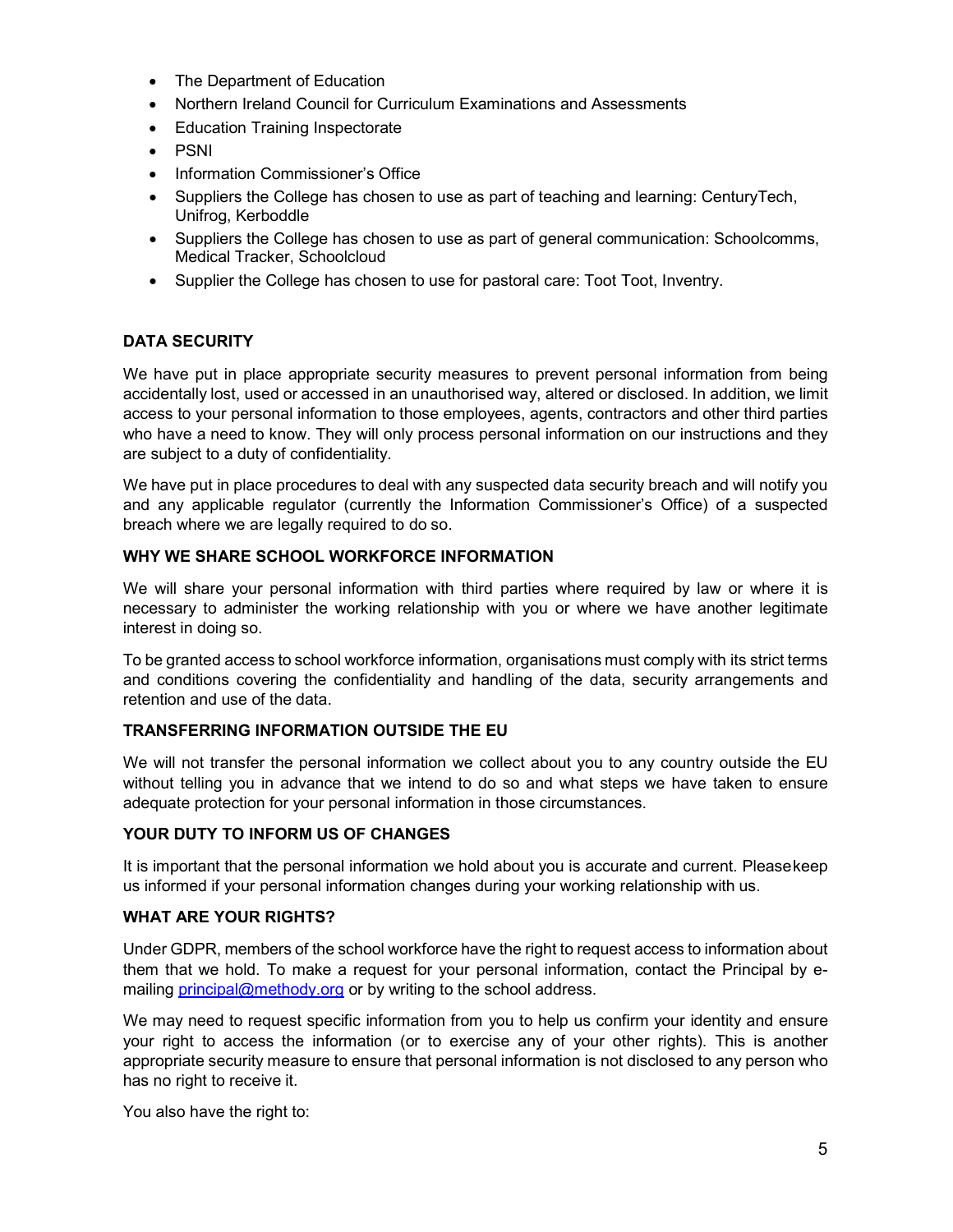- The Department of Education
- Northern Ireland Council for Curriculum Examinations and Assessments
- Education Training Inspectorate
- PSNI
- Information Commissioner's Office
- Suppliers the College has chosen to use as part of teaching and learning: CenturyTech, Unifrog, Kerboddle
- Suppliers the College has chosen to use as part of general communication: Schoolcomms, Medical Tracker, Schoolcloud
- Supplier the College has chosen to use for pastoral care: Toot Toot, Inventry.

## DATA SECURITY

We have put in place appropriate security measures to prevent personal information from being accidentally lost, used or accessed in an unauthorised way, altered or disclosed. In addition, we limit access to your personal information to those employees, agents, contractors and other third parties who have a need to know. They will only process personal information on our instructions and they are subject to a duty of confidentiality.

We have put in place procedures to deal with any suspected data security breach and will notify you and any applicable regulator (currently the Information Commissioner's Office) of a suspected breach where we are legally required to do so.

## WHY WE SHARE SCHOOL WORKFORCE INFORMATION

We will share your personal information with third parties where required by law or where it is necessary to administer the working relationship with you or where we have another legitimate interest in doing so.

To be granted access to school workforce information, organisations must comply with its strict terms and conditions covering the confidentiality and handling of the data, security arrangements and retention and use of the data.

## TRANSFERRING INFORMATION OUTSIDE THE EU

We will not transfer the personal information we collect about you to any country outside the EU without telling you in advance that we intend to do so and what steps we have taken to ensure adequate protection for your personal information in those circumstances.

## YOUR DUTY TO INFORM US OF CHANGES

It is important that the personal information we hold about you is accurate and current. Please keep us informed if your personal information changes during your working relationship with us.

## WHAT ARE YOUR RIGHTS?

Under GDPR, members of the school workforce have the right to request access to information about them that we hold. To make a request for your personal information, contact the Principal by e-mailing [principal@methody.org](mailto:principal@methody.org) or by writing to the school address.

We may need to request specific information from you to help us confirm your identity and ensure your right to access the information (or to exercise any of your other rights). This is another appropriate security measure to ensure that personal information is not disclosed to any person who has no right to receive it.

You also have the right to: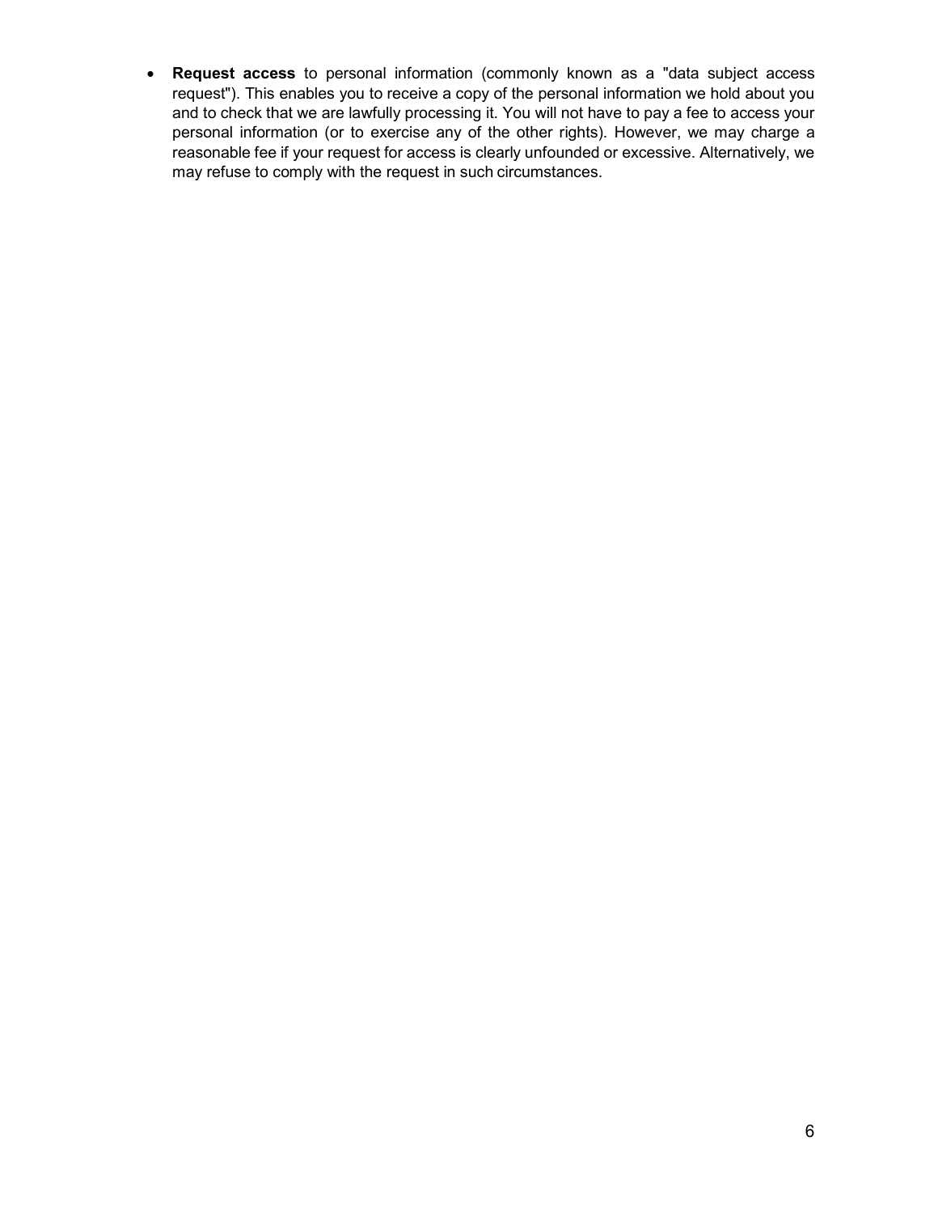- **Request access** to personal information (commonly known as a "data subject access request"). This enables you to receive a copy of the personal information we hold about you and to check that we are lawfully processing it. You will not have to pay a fee to access your personal information (or to exercise any of the other rights). However, we may charge a reasonable fee if your request for access is clearly unfounded or excessive. Alternatively, we may refuse to comply with the request in such circumstances.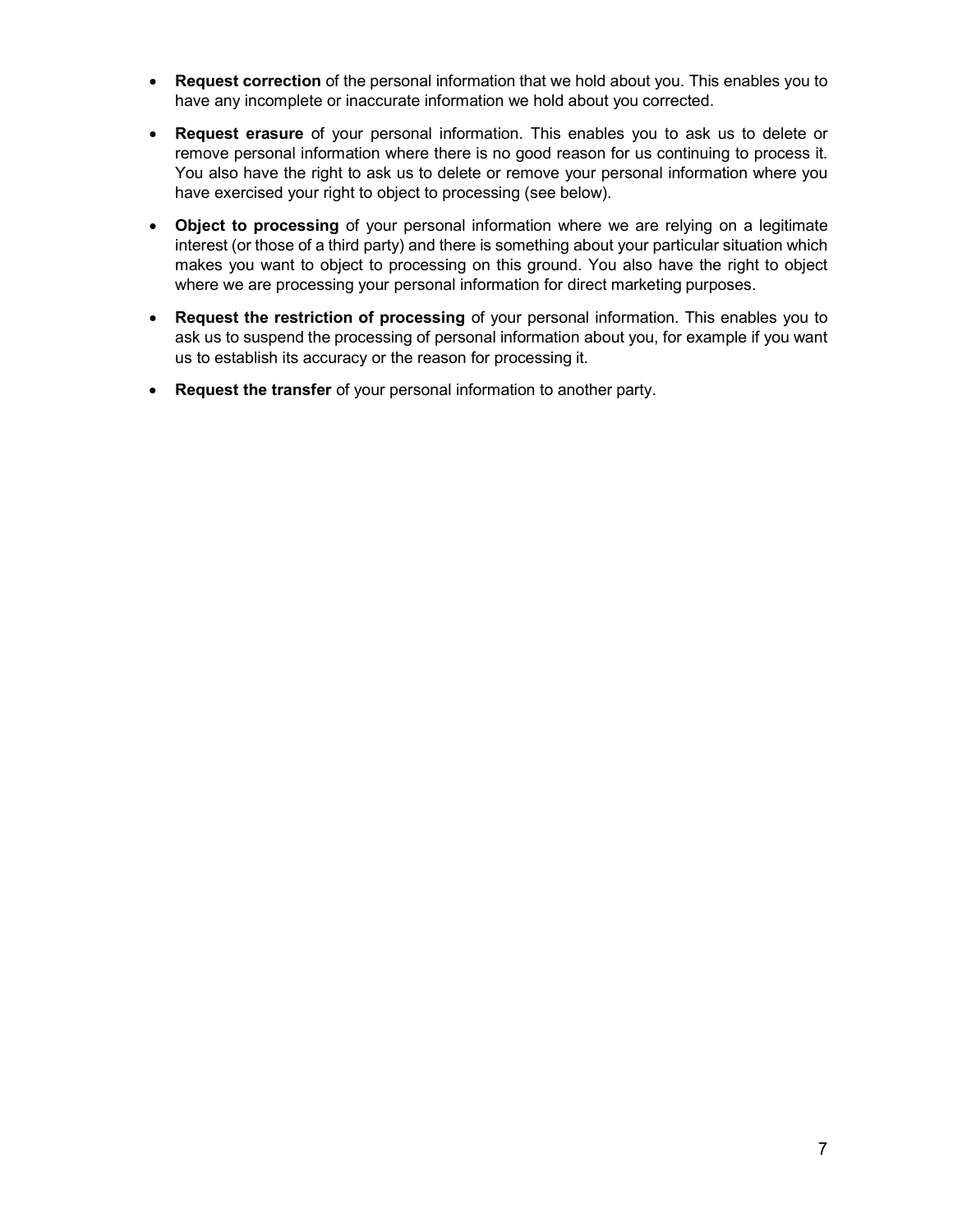- **Request correction** of the personal information that we hold about you. This enables you to have any incomplete or inaccurate information we hold about you corrected.
- **Request erasure** of your personal information. This enables you to ask us to delete or remove personal information where there is no good reason for us continuing to process it. You also have the right to ask us to delete or remove your personal information where you have exercised your right to object to processing (see below).
- **Object to processing** of your personal information where we are relying on a legitimate interest (or those of a third party) and there is something about your particular situation which makes you want to object to processing on this ground. You also have the right to object where we are processing your personal information for direct marketing purposes.
- **Request the restriction of processing** of your personal information. This enables you to ask us to suspend the processing of personal information about you, for example if you want us to establish its accuracy or the reason for processing it.
- **Request the transfer** of your personal information to another party.